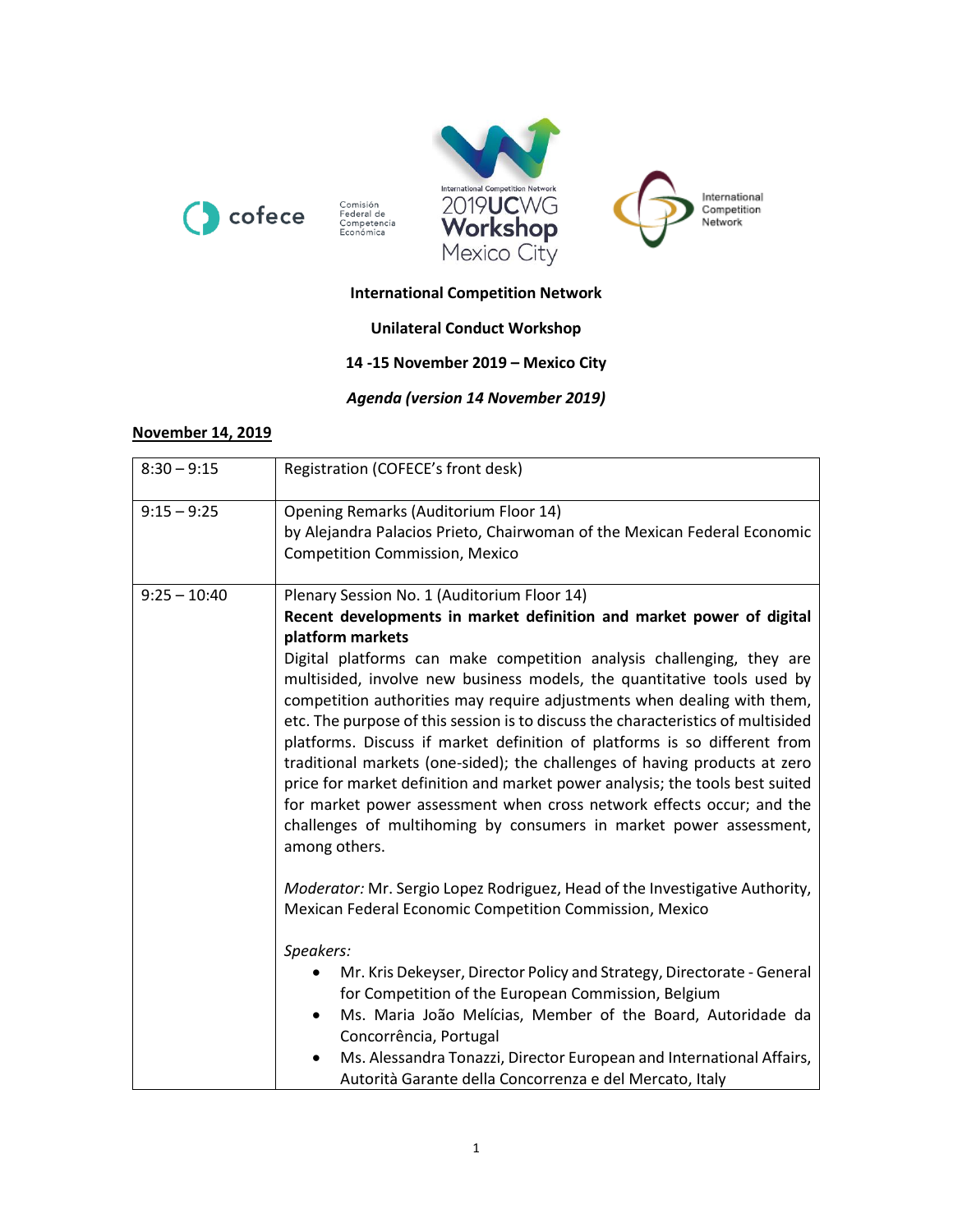cofece Comisión Federal de Competencia Económica

International Competition Network 2019UCWG Workshop Mexico City

International Competition Network

**International Competition Network**

**Unilateral Conduct Workshop**

**14 -15 November 2019 – Mexico City**

***Agenda (version 14 November 2019)***

**November 14, 2019**

| | |
|---|---|
| 8:30 – 9:15 | Registration (COFECE's front desk) |
| 9:15 – 9:25 | Opening Remarks (Auditorium Floor 14)<br>by Alejandra Palacios Prieto, Chairwoman of the Mexican Federal Economic Competition Commission, Mexico |
| 9:25 – 10:40 | Plenary Session No. 1 (Auditorium Floor 14)<br>**Recent developments in market definition and market power of digital platform markets**<br>Digital platforms can make competition analysis challenging, they are multisided, involve new business models, the quantitative tools used by competition authorities may require adjustments when dealing with them, etc. The purpose of this session is to discuss the characteristics of multisided platforms. Discuss if market definition of platforms is so different from traditional markets (one-sided); the challenges of having products at zero price for market definition and market power analysis; the tools best suited for market power assessment when cross network effects occur; and the challenges of multihoming by consumers in market power assessment, among others.<br><br>*Moderator:* Mr. Sergio Lopez Rodriguez, Head of the Investigative Authority, Mexican Federal Economic Competition Commission, Mexico<br><br>*Speakers:*<br>• Mr. Kris Dekeyser, Director Policy and Strategy, Directorate - General for Competition of the European Commission, Belgium<br>• Ms. Maria João Melícias, Member of the Board, Autoridade da Concorrência, Portugal<br>• Ms. Alessandra Tonazzi, Director European and International Affairs, Autorità Garante della Concorrenza e del Mercato, Italy |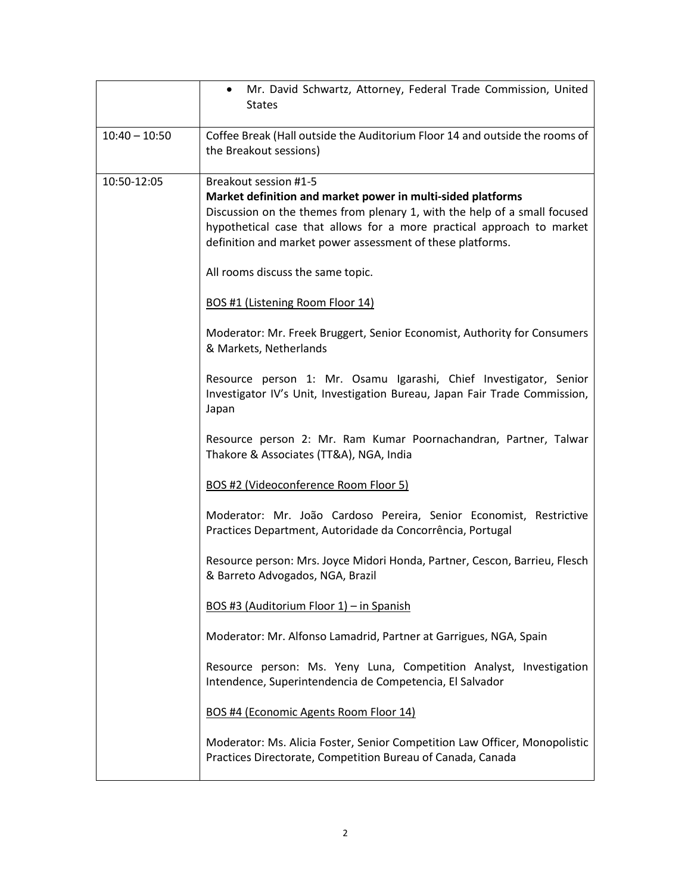| | |
|---|---|
| | • Mr. David Schwartz, Attorney, Federal Trade Commission, United States |
| 10:40 – 10:50 | Coffee Break (Hall outside the Auditorium Floor 14 and outside the rooms of the Breakout sessions) |
| 10:50-12:05 | Breakout session #1-5<br>**Market definition and market power in multi-sided platforms**<br>Discussion on the themes from plenary 1, with the help of a small focused hypothetical case that allows for a more practical approach to market definition and market power assessment of these platforms.<br><br>All rooms discuss the same topic.<br><br><u>BOS #1 (Listening Room Floor 14)</u><br><br>Moderator: Mr. Freek Bruggert, Senior Economist, Authority for Consumers & Markets, Netherlands<br><br>Resource person 1: Mr. Osamu Igarashi, Chief Investigator, Senior Investigator IV's Unit, Investigation Bureau, Japan Fair Trade Commission, Japan<br><br>Resource person 2: Mr. Ram Kumar Poornachandran, Partner, Talwar Thakore & Associates (TT&A), NGA, India<br><br><u>BOS #2 (Videoconference Room Floor 5)</u><br><br>Moderator: Mr. João Cardoso Pereira, Senior Economist, Restrictive Practices Department, Autoridade da Concorrência, Portugal<br><br>Resource person: Mrs. Joyce Midori Honda, Partner, Cescon, Barrieu, Flesch & Barreto Advogados, NGA, Brazil<br><br><u>BOS #3 (Auditorium Floor 1) – in Spanish</u><br><br>Moderator: Mr. Alfonso Lamadrid, Partner at Garrigues, NGA, Spain<br><br>Resource person: Ms. Yeny Luna, Competition Analyst, Investigation Intendence, Superintendencia de Competencia, El Salvador<br><br><u>BOS #4 (Economic Agents Room Floor 14)</u><br><br>Moderator: Ms. Alicia Foster, Senior Competition Law Officer, Monopolistic Practices Directorate, Competition Bureau of Canada, Canada |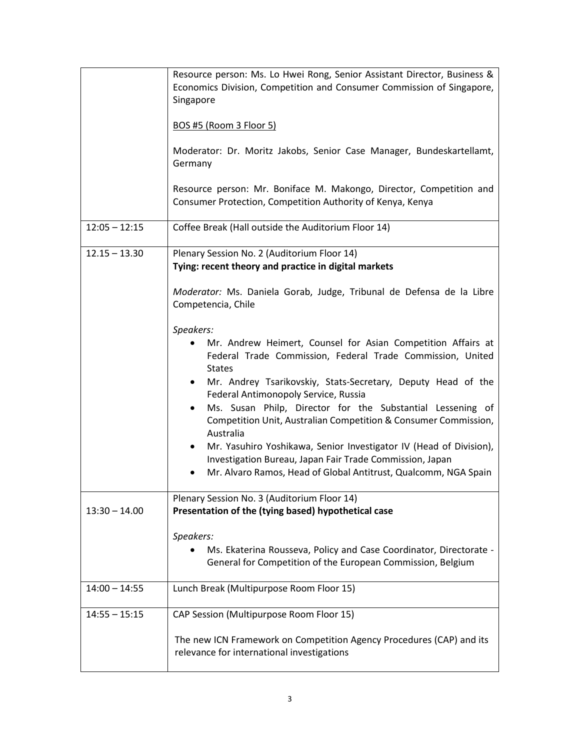| | |
|---|---|
| | Resource person: Ms. Lo Hwei Rong, Senior Assistant Director, Business & Economics Division, Competition and Consumer Commission of Singapore, Singapore<br><br>BOS #5 (Room 3 Floor 5)<br><br>Moderator: Dr. Moritz Jakobs, Senior Case Manager, Bundeskartellamt, Germany<br><br>Resource person: Mr. Boniface M. Makongo, Director, Competition and Consumer Protection, Competition Authority of Kenya, Kenya |
| 12:05 – 12:15 | Coffee Break (Hall outside the Auditorium Floor 14) |
| 12.15 – 13.30 | Plenary Session No. 2 (Auditorium Floor 14)<br>**Tying: recent theory and practice in digital markets**<br><br>*Moderator:* Ms. Daniela Gorab, Judge, Tribunal de Defensa de la Libre Competencia, Chile<br><br>*Speakers:*<br>• Mr. Andrew Heimert, Counsel for Asian Competition Affairs at Federal Trade Commission, Federal Trade Commission, United States<br>• Mr. Andrey Tsarikovskiy, Stats-Secretary, Deputy Head of the Federal Antimonopoly Service, Russia<br>• Ms. Susan Philp, Director for the Substantial Lessening of Competition Unit, Australian Competition & Consumer Commission, Australia<br>• Mr. Yasuhiro Yoshikawa, Senior Investigator IV (Head of Division), Investigation Bureau, Japan Fair Trade Commission, Japan<br>• Mr. Alvaro Ramos, Head of Global Antitrust, Qualcomm, NGA Spain |
| 13:30 – 14.00 | Plenary Session No. 3 (Auditorium Floor 14)<br>**Presentation of the (tying based) hypothetical case**<br><br>*Speakers:*<br>• Ms. Ekaterina Rousseva, Policy and Case Coordinator, Directorate - General for Competition of the European Commission, Belgium |
| 14:00 – 14:55 | Lunch Break (Multipurpose Room Floor 15) |
| 14:55 – 15:15 | CAP Session (Multipurpose Room Floor 15)<br><br>The new ICN Framework on Competition Agency Procedures (CAP) and its relevance for international investigations |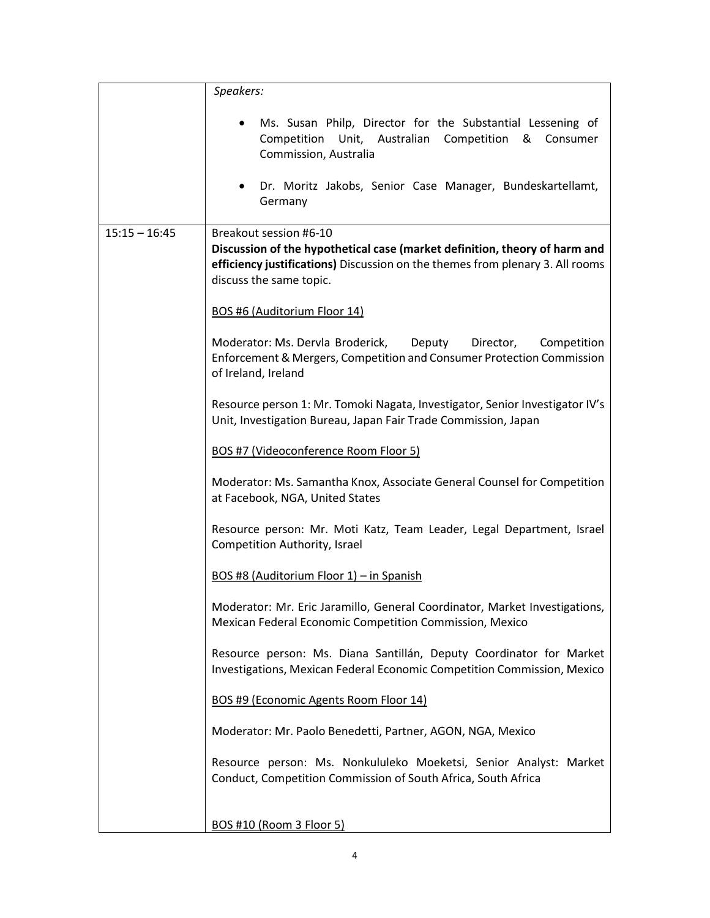| | |
|---|---|
| | *Speakers:*<br><br>• Ms. Susan Philp, Director for the Substantial Lessening of Competition Unit, Australian Competition & Consumer Commission, Australia<br><br>• Dr. Moritz Jakobs, Senior Case Manager, Bundeskartellamt, Germany |
| 15:15 – 16:45 | Breakout session #6-10<br>**Discussion of the hypothetical case (market definition, theory of harm and efficiency justifications)** Discussion on the themes from plenary 3. All rooms discuss the same topic.<br><br><u>BOS #6 (Auditorium Floor 14)</u><br><br>Moderator: Ms. Dervla Broderick, Deputy Director, Competition Enforcement & Mergers, Competition and Consumer Protection Commission of Ireland, Ireland<br><br>Resource person 1: Mr. Tomoki Nagata, Investigator, Senior Investigator IV's Unit, Investigation Bureau, Japan Fair Trade Commission, Japan<br><br><u>BOS #7 (Videoconference Room Floor 5)</u><br><br>Moderator: Ms. Samantha Knox, Associate General Counsel for Competition at Facebook, NGA, United States<br><br>Resource person: Mr. Moti Katz, Team Leader, Legal Department, Israel Competition Authority, Israel<br><br><u>BOS #8 (Auditorium Floor 1) – in Spanish</u><br><br>Moderator: Mr. Eric Jaramillo, General Coordinator, Market Investigations, Mexican Federal Economic Competition Commission, Mexico<br><br>Resource person: Ms. Diana Santillán, Deputy Coordinator for Market Investigations, Mexican Federal Economic Competition Commission, Mexico<br><br><u>BOS #9 (Economic Agents Room Floor 14)</u><br><br>Moderator: Mr. Paolo Benedetti, Partner, AGON, NGA, Mexico<br><br>Resource person: Ms. Nonkululeko Moeketsi, Senior Analyst: Market Conduct, Competition Commission of South Africa, South Africa<br><br><u>BOS #10 (Room 3 Floor 5)</u> |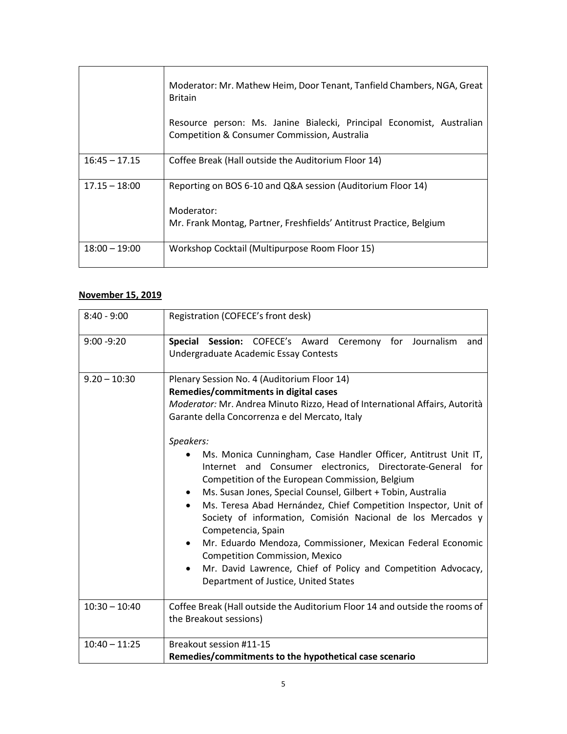| | |
|---|---|
| | Moderator: Mr. Mathew Heim, Door Tenant, Tanfield Chambers, NGA, Great Britain<br><br>Resource person: Ms. Janine Bialecki, Principal Economist, Australian Competition & Consumer Commission, Australia |
| 16:45 – 17.15 | Coffee Break (Hall outside the Auditorium Floor 14) |
| 17.15 – 18:00 | Reporting on BOS 6-10 and Q&A session (Auditorium Floor 14)<br><br>Moderator:<br>Mr. Frank Montag, Partner, Freshfields' Antitrust Practice, Belgium |
| 18:00 – 19:00 | Workshop Cocktail (Multipurpose Room Floor 15) |

**November 15, 2019**

| | |
|---|---|
| 8:40 - 9:00 | Registration (COFECE's front desk) |
| 9:00 -9:20 | **Special Session:** COFECE's Award Ceremony for Journalism and Undergraduate Academic Essay Contests |
| 9.20 – 10:30 | Plenary Session No. 4 (Auditorium Floor 14)<br>**Remedies/commitments in digital cases**<br>*Moderator:* Mr. Andrea Minuto Rizzo, Head of International Affairs, Autorità Garante della Concorrenza e del Mercato, Italy<br><br>*Speakers:*<br>• Ms. Monica Cunningham, Case Handler Officer, Antitrust Unit IT, Internet and Consumer electronics, Directorate-General for Competition of the European Commission, Belgium<br>• Ms. Susan Jones, Special Counsel, Gilbert + Tobin, Australia<br>• Ms. Teresa Abad Hernández, Chief Competition Inspector, Unit of Society of information, Comisión Nacional de los Mercados y Competencia, Spain<br>• Mr. Eduardo Mendoza, Commissioner, Mexican Federal Economic Competition Commission, Mexico<br>• Mr. David Lawrence, Chief of Policy and Competition Advocacy, Department of Justice, United States |
| 10:30 – 10:40 | Coffee Break (Hall outside the Auditorium Floor 14 and outside the rooms of the Breakout sessions) |
| 10:40 – 11:25 | Breakout session #11-15<br>**Remedies/commitments to the hypothetical case scenario** |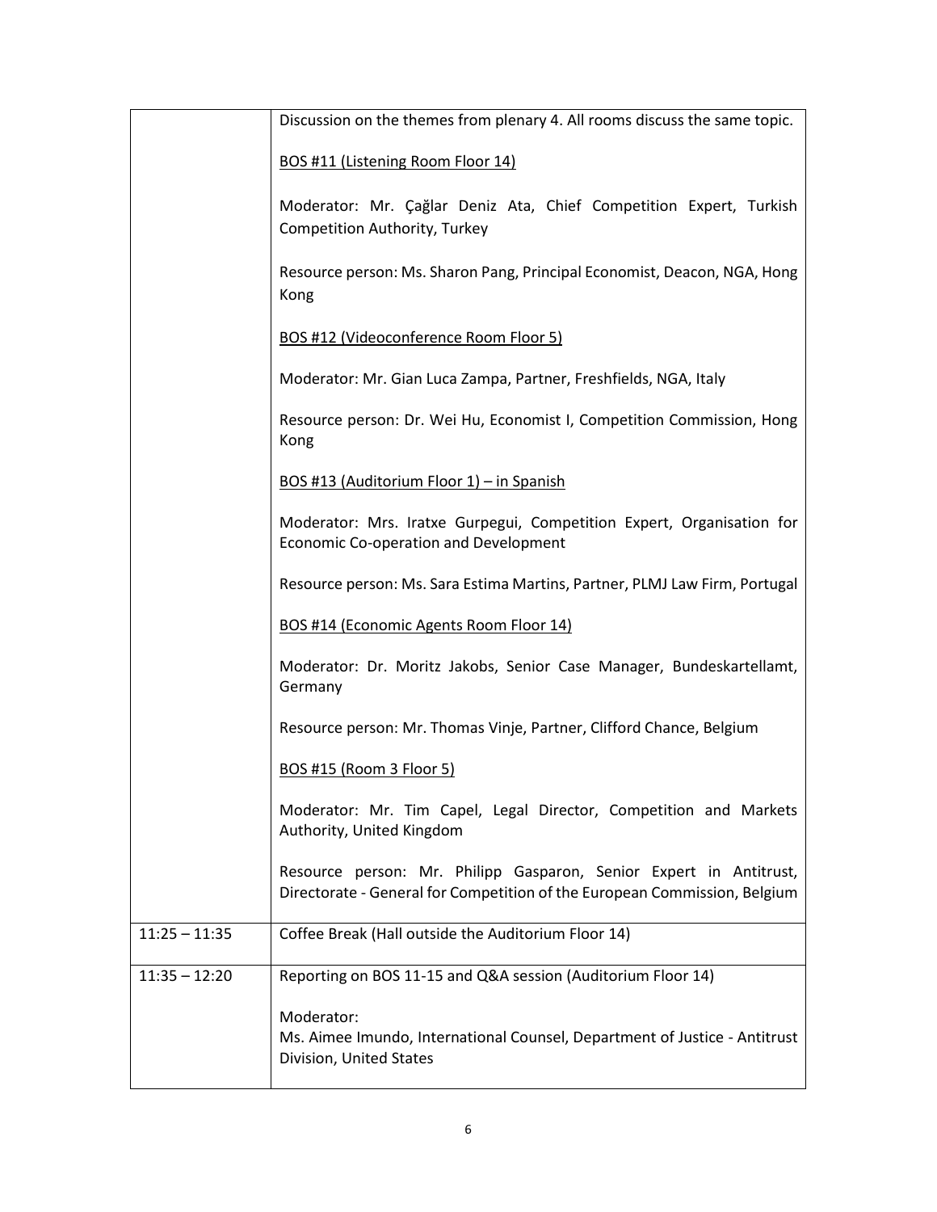| | |
|---|---|
| | Discussion on the themes from plenary 4. All rooms discuss the same topic.<br><br><u>BOS #11 (Listening Room Floor 14)</u><br><br>Moderator: Mr. Çağlar Deniz Ata, Chief Competition Expert, Turkish Competition Authority, Turkey<br><br>Resource person: Ms. Sharon Pang, Principal Economist, Deacon, NGA, Hong Kong<br><br><u>BOS #12 (Videoconference Room Floor 5)</u><br><br>Moderator: Mr. Gian Luca Zampa, Partner, Freshfields, NGA, Italy<br><br>Resource person: Dr. Wei Hu, Economist I, Competition Commission, Hong Kong<br><br><u>BOS #13 (Auditorium Floor 1) – in Spanish</u><br><br>Moderator: Mrs. Iratxe Gurpegui, Competition Expert, Organisation for Economic Co-operation and Development<br><br>Resource person: Ms. Sara Estima Martins, Partner, PLMJ Law Firm, Portugal<br><br><u>BOS #14 (Economic Agents Room Floor 14)</u><br><br>Moderator: Dr. Moritz Jakobs, Senior Case Manager, Bundeskartellamt, Germany<br><br>Resource person: Mr. Thomas Vinje, Partner, Clifford Chance, Belgium<br><br><u>BOS #15 (Room 3 Floor 5)</u><br><br>Moderator: Mr. Tim Capel, Legal Director, Competition and Markets Authority, United Kingdom<br><br>Resource person: Mr. Philipp Gasparon, Senior Expert in Antitrust, Directorate - General for Competition of the European Commission, Belgium |
| 11:25 – 11:35 | Coffee Break (Hall outside the Auditorium Floor 14) |
| 11:35 – 12:20 | Reporting on BOS 11-15 and Q&A session (Auditorium Floor 14)<br><br>Moderator:<br>Ms. Aimee Imundo, International Counsel, Department of Justice - Antitrust Division, United States |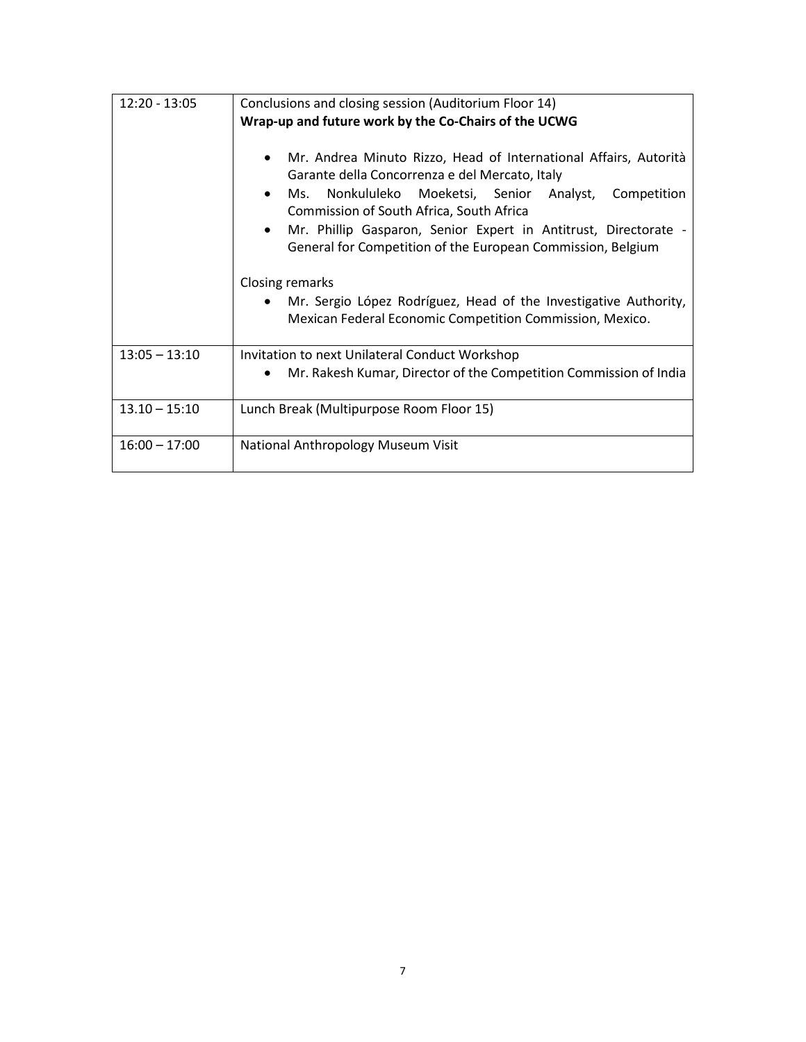| | |
|---|---|
| 12:20 - 13:05 | Conclusions and closing session (Auditorium Floor 14)<br>**Wrap-up and future work by the Co-Chairs of the UCWG**<br><br>• Mr. Andrea Minuto Rizzo, Head of International Affairs, Autorità Garante della Concorrenza e del Mercato, Italy<br>• Ms. Nonkululeko Moeketsi, Senior Analyst, Competition Commission of South Africa, South Africa<br>• Mr. Phillip Gasparon, Senior Expert in Antitrust, Directorate - General for Competition of the European Commission, Belgium<br><br>Closing remarks<br>• Mr. Sergio López Rodríguez, Head of the Investigative Authority, Mexican Federal Economic Competition Commission, Mexico. |
| 13:05 – 13:10 | Invitation to next Unilateral Conduct Workshop<br>• Mr. Rakesh Kumar, Director of the Competition Commission of India |
| 13.10 – 15:10 | Lunch Break (Multipurpose Room Floor 15) |
| 16:00 – 17:00 | National Anthropology Museum Visit |